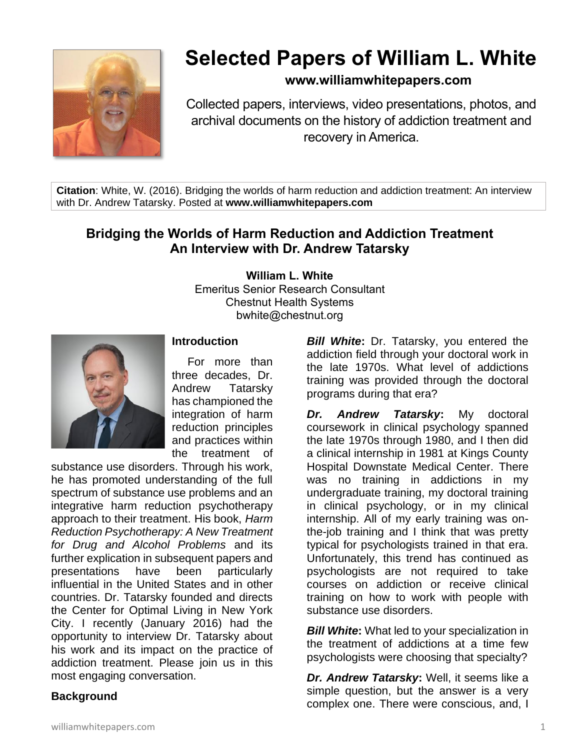# Selected Papers of William L. White

**www.williamwhitepapers.com**

Collected papers, interviews, video presentations, photos, and archival documents on the history of addiction treatment and recovery in America.

**Citation**: White, W. (2016). Bridging the worlds of harm reduction and addiction treatment: An interview with Dr. Andrew Tatarsky. Posted at **www.williamwhitepapers.com**

## Bridging the Worlds of Harm Reduction and Addiction Treatment An Interview with Dr. Andrew Tatarsky

**William L. White**
Emeritus Senior Research Consultant
Chestnut Health Systems
bwhite@chestnut.org

### Introduction

For more than three decades, Dr. Andrew Tatarsky has championed the integration of harm reduction principles and practices within the treatment of substance use disorders. Through his work, he has promoted understanding of the full spectrum of substance use problems and an integrative harm reduction psychotherapy approach to their treatment. His book, *Harm Reduction Psychotherapy: A New Treatment for Drug and Alcohol Problems* and its further explication in subsequent papers and presentations have been particularly influential in the United States and in other countries. Dr. Tatarsky founded and directs the Center for Optimal Living in New York City. I recently (January 2016) had the opportunity to interview Dr. Tatarsky about his work and its impact on the practice of addiction treatment. Please join us in this most engaging conversation.

### Background

***Bill White*:** Dr. Tatarsky, you entered the addiction field through your doctoral work in the late 1970s. What level of addictions training was provided through the doctoral programs during that era?

***Dr. Andrew Tatarsky*:** My doctoral coursework in clinical psychology spanned the late 1970s through 1980, and I then did a clinical internship in 1981 at Kings County Hospital Downstate Medical Center. There was no training in addictions in my undergraduate training, my doctoral training in clinical psychology, or in my clinical internship. All of my early training was on-the-job training and I think that was pretty typical for psychologists trained in that era. Unfortunately, this trend has continued as psychologists are not required to take courses on addiction or receive clinical training on how to work with people with substance use disorders.

***Bill White*:** What led to your specialization in the treatment of addictions at a time few psychologists were choosing that specialty?

***Dr. Andrew Tatarsky*:** Well, it seems like a simple question, but the answer is a very complex one. There were conscious, and, I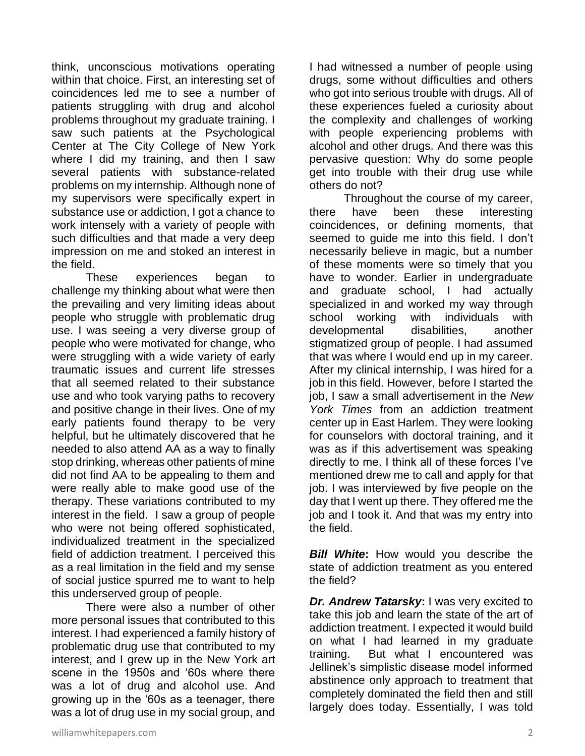think, unconscious motivations operating within that choice. First, an interesting set of coincidences led me to see a number of patients struggling with drug and alcohol problems throughout my graduate training. I saw such patients at the Psychological Center at The City College of New York where I did my training, and then I saw several patients with substance-related problems on my internship. Although none of my supervisors were specifically expert in substance use or addiction, I got a chance to work intensely with a variety of people with such difficulties and that made a very deep impression on me and stoked an interest in the field.

These experiences began to challenge my thinking about what were then the prevailing and very limiting ideas about people who struggle with problematic drug use. I was seeing a very diverse group of people who were motivated for change, who were struggling with a wide variety of early traumatic issues and current life stresses that all seemed related to their substance use and who took varying paths to recovery and positive change in their lives. One of my early patients found therapy to be very helpful, but he ultimately discovered that he needed to also attend AA as a way to finally stop drinking, whereas other patients of mine did not find AA to be appealing to them and were really able to make good use of the therapy. These variations contributed to my interest in the field. I saw a group of people who were not being offered sophisticated, individualized treatment in the specialized field of addiction treatment. I perceived this as a real limitation in the field and my sense of social justice spurred me to want to help this underserved group of people.

There were also a number of other more personal issues that contributed to this interest. I had experienced a family history of problematic drug use that contributed to my interest, and I grew up in the New York art scene in the 1950s and '60s where there was a lot of drug and alcohol use. And growing up in the '60s as a teenager, there was a lot of drug use in my social group, and I had witnessed a number of people using drugs, some without difficulties and others who got into serious trouble with drugs. All of these experiences fueled a curiosity about the complexity and challenges of working with people experiencing problems with alcohol and other drugs. And there was this pervasive question: Why do some people get into trouble with their drug use while others do not?

Throughout the course of my career, there have been these interesting coincidences, or defining moments, that seemed to guide me into this field. I don't necessarily believe in magic, but a number of these moments were so timely that you have to wonder. Earlier in undergraduate and graduate school, I had actually specialized in and worked my way through school working with individuals with developmental disabilities, another stigmatized group of people. I had assumed that was where I would end up in my career. After my clinical internship, I was hired for a job in this field. However, before I started the job, I saw a small advertisement in the *New York Times* from an addiction treatment center up in East Harlem. They were looking for counselors with doctoral training, and it was as if this advertisement was speaking directly to me. I think all of these forces I've mentioned drew me to call and apply for that job. I was interviewed by five people on the day that I went up there. They offered me the job and I took it. And that was my entry into the field.

***Bill White*:** How would you describe the state of addiction treatment as you entered the field?

***Dr. Andrew Tatarsky*:** I was very excited to take this job and learn the state of the art of addiction treatment. I expected it would build on what I had learned in my graduate training. But what I encountered was Jellinek's simplistic disease model informed abstinence only approach to treatment that completely dominated the field then and still largely does today. Essentially, I was told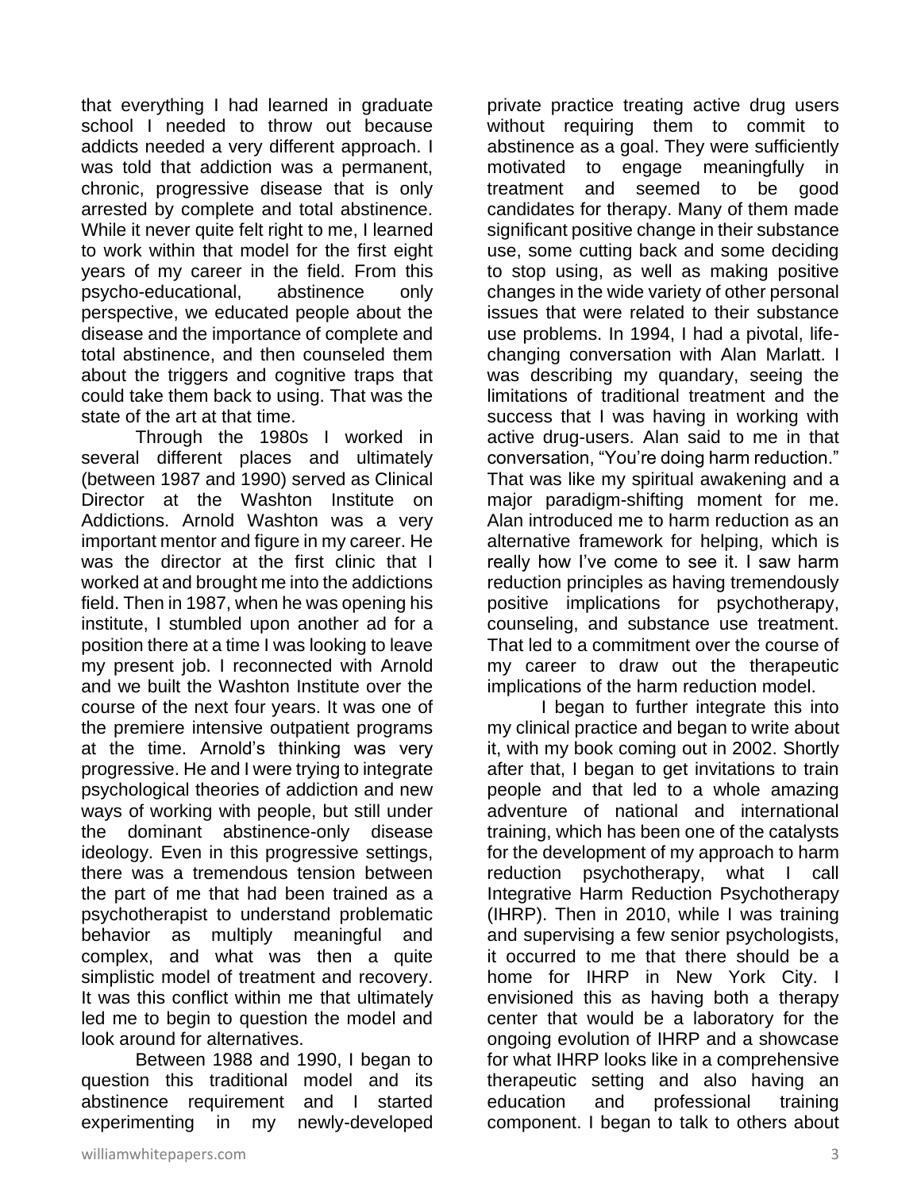that everything I had learned in graduate school I needed to throw out because addicts needed a very different approach. I was told that addiction was a permanent, chronic, progressive disease that is only arrested by complete and total abstinence. While it never quite felt right to me, I learned to work within that model for the first eight years of my career in the field. From this psycho-educational, abstinence only perspective, we educated people about the disease and the importance of complete and total abstinence, and then counseled them about the triggers and cognitive traps that could take them back to using. That was the state of the art at that time.

Through the 1980s I worked in several different places and ultimately (between 1987 and 1990) served as Clinical Director at the Washton Institute on Addictions. Arnold Washton was a very important mentor and figure in my career. He was the director at the first clinic that I worked at and brought me into the addictions field. Then in 1987, when he was opening his institute, I stumbled upon another ad for a position there at a time I was looking to leave my present job. I reconnected with Arnold and we built the Washton Institute over the course of the next four years. It was one of the premiere intensive outpatient programs at the time. Arnold's thinking was very progressive. He and I were trying to integrate psychological theories of addiction and new ways of working with people, but still under the dominant abstinence-only disease ideology. Even in this progressive settings, there was a tremendous tension between the part of me that had been trained as a psychotherapist to understand problematic behavior as multiply meaningful and complex, and what was then a quite simplistic model of treatment and recovery. It was this conflict within me that ultimately led me to begin to question the model and look around for alternatives.

Between 1988 and 1990, I began to question this traditional model and its abstinence requirement and I started experimenting in my newly-developed private practice treating active drug users without requiring them to commit to abstinence as a goal. They were sufficiently motivated to engage meaningfully in treatment and seemed to be good candidates for therapy. Many of them made significant positive change in their substance use, some cutting back and some deciding to stop using, as well as making positive changes in the wide variety of other personal issues that were related to their substance use problems. In 1994, I had a pivotal, life-changing conversation with Alan Marlatt. I was describing my quandary, seeing the limitations of traditional treatment and the success that I was having in working with active drug-users. Alan said to me in that conversation, "You're doing harm reduction." That was like my spiritual awakening and a major paradigm-shifting moment for me. Alan introduced me to harm reduction as an alternative framework for helping, which is really how I've come to see it. I saw harm reduction principles as having tremendously positive implications for psychotherapy, counseling, and substance use treatment. That led to a commitment over the course of my career to draw out the therapeutic implications of the harm reduction model.

I began to further integrate this into my clinical practice and began to write about it, with my book coming out in 2002. Shortly after that, I began to get invitations to train people and that led to a whole amazing adventure of national and international training, which has been one of the catalysts for the development of my approach to harm reduction psychotherapy, what I call Integrative Harm Reduction Psychotherapy (IHRP). Then in 2010, while I was training and supervising a few senior psychologists, it occurred to me that there should be a home for IHRP in New York City. I envisioned this as having both a therapy center that would be a laboratory for the ongoing evolution of IHRP and a showcase for what IHRP looks like in a comprehensive therapeutic setting and also having an education and professional training component. I began to talk to others about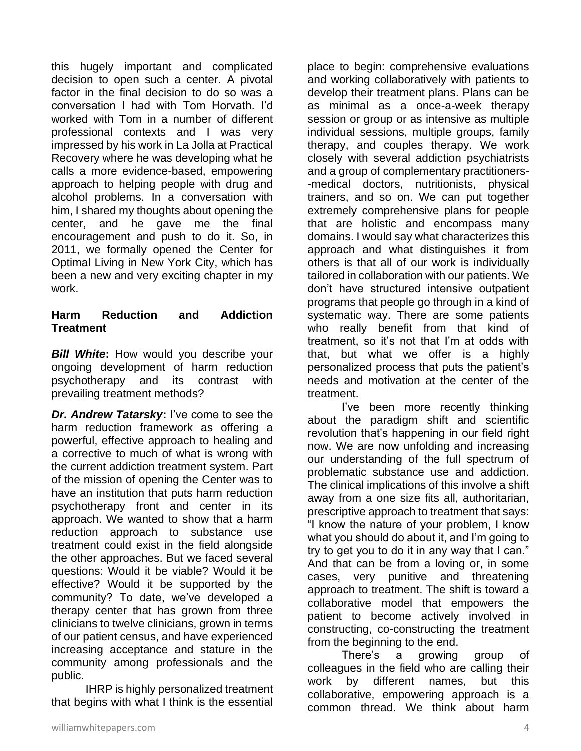this hugely important and complicated decision to open such a center. A pivotal factor in the final decision to do so was a conversation I had with Tom Horvath. I'd worked with Tom in a number of different professional contexts and I was very impressed by his work in La Jolla at Practical Recovery where he was developing what he calls a more evidence-based, empowering approach to helping people with drug and alcohol problems. In a conversation with him, I shared my thoughts about opening the center, and he gave me the final encouragement and push to do it. So, in 2011, we formally opened the Center for Optimal Living in New York City, which has been a new and very exciting chapter in my work.

## Harm Reduction and Addiction Treatment

***Bill White*:** How would you describe your ongoing development of harm reduction psychotherapy and its contrast with prevailing treatment methods?

***Dr. Andrew Tatarsky*:** I've come to see the harm reduction framework as offering a powerful, effective approach to healing and a corrective to much of what is wrong with the current addiction treatment system. Part of the mission of opening the Center was to have an institution that puts harm reduction psychotherapy front and center in its approach. We wanted to show that a harm reduction approach to substance use treatment could exist in the field alongside the other approaches. But we faced several questions: Would it be viable? Would it be effective? Would it be supported by the community? To date, we've developed a therapy center that has grown from three clinicians to twelve clinicians, grown in terms of our patient census, and have experienced increasing acceptance and stature in the community among professionals and the public.

IHRP is highly personalized treatment that begins with what I think is the essential place to begin: comprehensive evaluations and working collaboratively with patients to develop their treatment plans. Plans can be as minimal as a once-a-week therapy session or group or as intensive as multiple individual sessions, multiple groups, family therapy, and couples therapy. We work closely with several addiction psychiatrists and a group of complementary practitioners--medical doctors, nutritionists, physical trainers, and so on. We can put together extremely comprehensive plans for people that are holistic and encompass many domains. I would say what characterizes this approach and what distinguishes it from others is that all of our work is individually tailored in collaboration with our patients. We don't have structured intensive outpatient programs that people go through in a kind of systematic way. There are some patients who really benefit from that kind of treatment, so it's not that I'm at odds with that, but what we offer is a highly personalized process that puts the patient's needs and motivation at the center of the treatment.

I've been more recently thinking about the paradigm shift and scientific revolution that's happening in our field right now. We are now unfolding and increasing our understanding of the full spectrum of problematic substance use and addiction. The clinical implications of this involve a shift away from a one size fits all, authoritarian, prescriptive approach to treatment that says: "I know the nature of your problem, I know what you should do about it, and I'm going to try to get you to do it in any way that I can." And that can be from a loving or, in some cases, very punitive and threatening approach to treatment. The shift is toward a collaborative model that empowers the patient to become actively involved in constructing, co-constructing the treatment from the beginning to the end.

There's a growing group of colleagues in the field who are calling their work by different names, but this collaborative, empowering approach is a common thread. We think about harm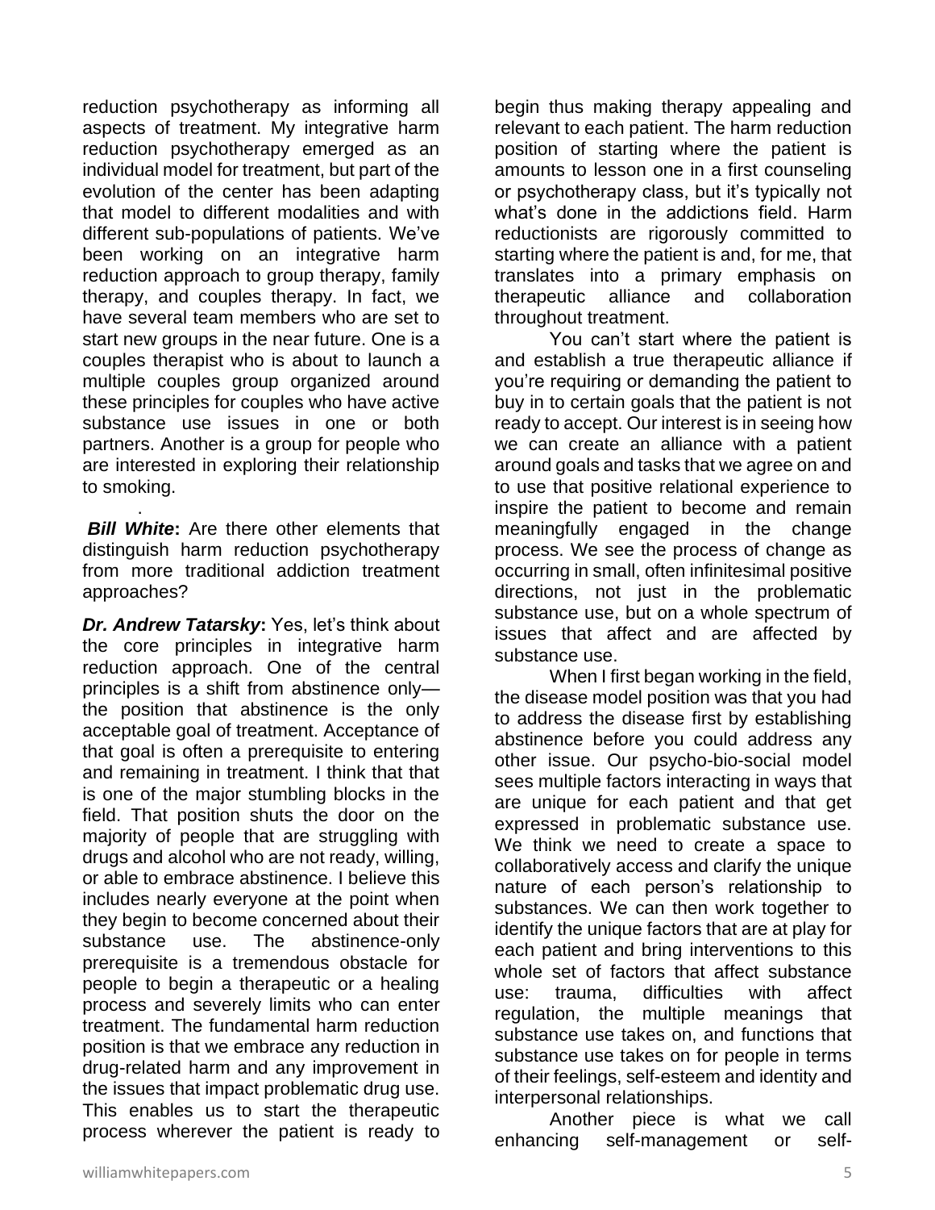reduction psychotherapy as informing all aspects of treatment. My integrative harm reduction psychotherapy emerged as an individual model for treatment, but part of the evolution of the center has been adapting that model to different modalities and with different sub-populations of patients. We've been working on an integrative harm reduction approach to group therapy, family therapy, and couples therapy. In fact, we have several team members who are set to start new groups in the near future. One is a couples therapist who is about to launch a multiple couples group organized around these principles for couples who have active substance use issues in one or both partners. Another is a group for people who are interested in exploring their relationship to smoking.

**_Bill White_:** Are there other elements that distinguish harm reduction psychotherapy from more traditional addiction treatment approaches?

**_Dr. Andrew Tatarsky_:** Yes, let's think about the core principles in integrative harm reduction approach. One of the central principles is a shift from abstinence only—the position that abstinence is the only acceptable goal of treatment. Acceptance of that goal is often a prerequisite to entering and remaining in treatment. I think that that is one of the major stumbling blocks in the field. That position shuts the door on the majority of people that are struggling with drugs and alcohol who are not ready, willing, or able to embrace abstinence. I believe this includes nearly everyone at the point when they begin to become concerned about their substance use. The abstinence-only prerequisite is a tremendous obstacle for people to begin a therapeutic or a healing process and severely limits who can enter treatment. The fundamental harm reduction position is that we embrace any reduction in drug-related harm and any improvement in the issues that impact problematic drug use. This enables us to start the therapeutic process wherever the patient is ready to begin thus making therapy appealing and relevant to each patient. The harm reduction position of starting where the patient is amounts to lesson one in a first counseling or psychotherapy class, but it's typically not what's done in the addictions field. Harm reductionists are rigorously committed to starting where the patient is and, for me, that translates into a primary emphasis on therapeutic alliance and collaboration throughout treatment.

You can't start where the patient is and establish a true therapeutic alliance if you're requiring or demanding the patient to buy in to certain goals that the patient is not ready to accept. Our interest is in seeing how we can create an alliance with a patient around goals and tasks that we agree on and to use that positive relational experience to inspire the patient to become and remain meaningfully engaged in the change process. We see the process of change as occurring in small, often infinitesimal positive directions, not just in the problematic substance use, but on a whole spectrum of issues that affect and are affected by substance use.

When I first began working in the field, the disease model position was that you had to address the disease first by establishing abstinence before you could address any other issue. Our psycho-bio-social model sees multiple factors interacting in ways that are unique for each patient and that get expressed in problematic substance use. We think we need to create a space to collaboratively access and clarify the unique nature of each person's relationship to substances. We can then work together to identify the unique factors that are at play for each patient and bring interventions to this whole set of factors that affect substance use: trauma, difficulties with affect regulation, the multiple meanings that substance use takes on, and functions that substance use takes on for people in terms of their feelings, self-esteem and identity and interpersonal relationships.

Another piece is what we call enhancing self-management or self-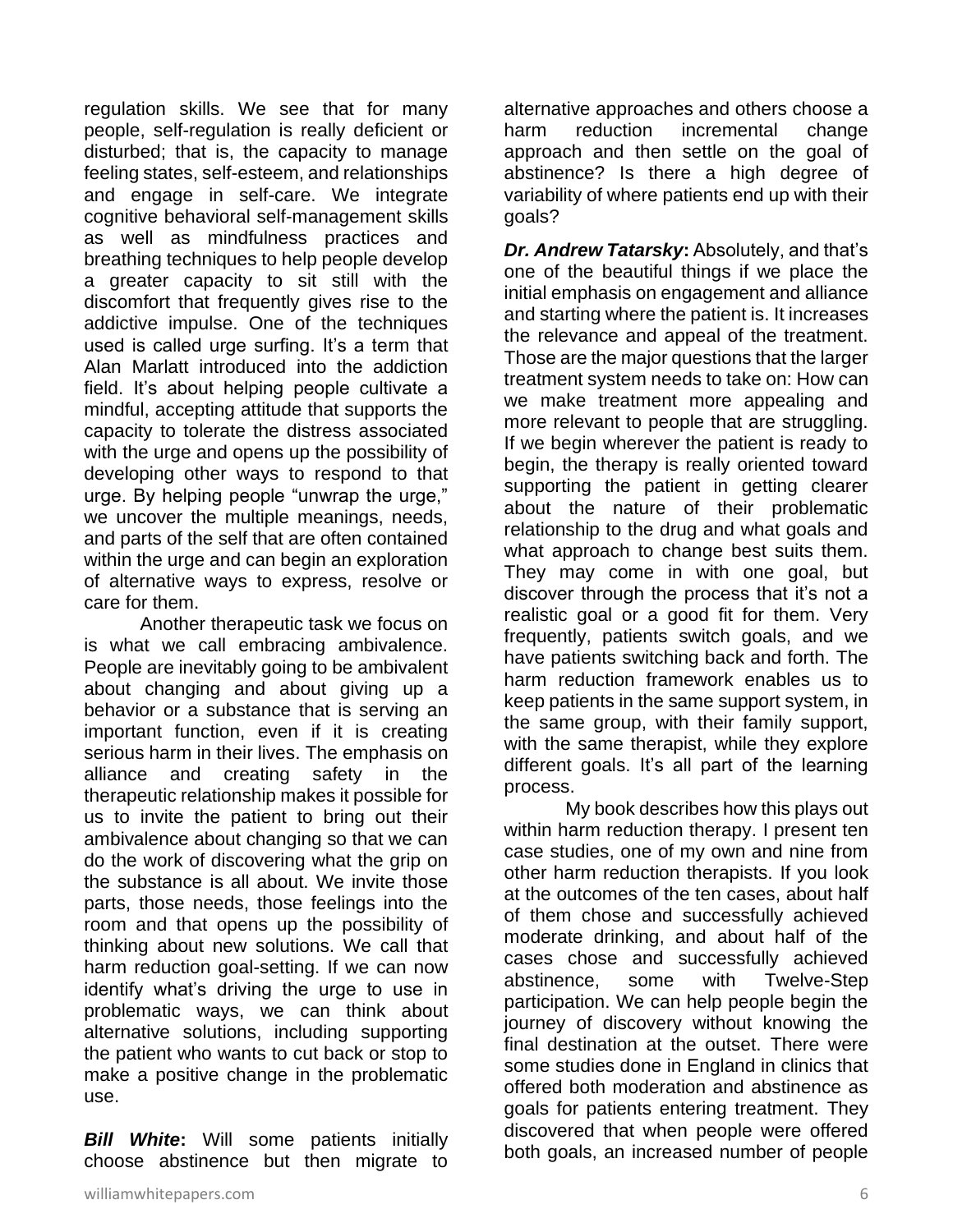regulation skills. We see that for many people, self-regulation is really deficient or disturbed; that is, the capacity to manage feeling states, self-esteem, and relationships and engage in self-care. We integrate cognitive behavioral self-management skills as well as mindfulness practices and breathing techniques to help people develop a greater capacity to sit still with the discomfort that frequently gives rise to the addictive impulse. One of the techniques used is called urge surfing. It's a term that Alan Marlatt introduced into the addiction field. It's about helping people cultivate a mindful, accepting attitude that supports the capacity to tolerate the distress associated with the urge and opens up the possibility of developing other ways to respond to that urge. By helping people "unwrap the urge," we uncover the multiple meanings, needs, and parts of the self that are often contained within the urge and can begin an exploration of alternative ways to express, resolve or care for them.

Another therapeutic task we focus on is what we call embracing ambivalence. People are inevitably going to be ambivalent about changing and about giving up a behavior or a substance that is serving an important function, even if it is creating serious harm in their lives. The emphasis on alliance and creating safety in the therapeutic relationship makes it possible for us to invite the patient to bring out their ambivalence about changing so that we can do the work of discovering what the grip on the substance is all about. We invite those parts, those needs, those feelings into the room and that opens up the possibility of thinking about new solutions. We call that harm reduction goal-setting. If we can now identify what's driving the urge to use in problematic ways, we can think about alternative solutions, including supporting the patient who wants to cut back or stop to make a positive change in the problematic use.

***Bill White*:** Will some patients initially choose abstinence but then migrate to alternative approaches and others choose a harm reduction incremental change approach and then settle on the goal of abstinence? Is there a high degree of variability of where patients end up with their goals?

***Dr. Andrew Tatarsky*:** Absolutely, and that's one of the beautiful things if we place the initial emphasis on engagement and alliance and starting where the patient is. It increases the relevance and appeal of the treatment. Those are the major questions that the larger treatment system needs to take on: How can we make treatment more appealing and more relevant to people that are struggling. If we begin wherever the patient is ready to begin, the therapy is really oriented toward supporting the patient in getting clearer about the nature of their problematic relationship to the drug and what goals and what approach to change best suits them. They may come in with one goal, but discover through the process that it's not a realistic goal or a good fit for them. Very frequently, patients switch goals, and we have patients switching back and forth. The harm reduction framework enables us to keep patients in the same support system, in the same group, with their family support, with the same therapist, while they explore different goals. It's all part of the learning process.

My book describes how this plays out within harm reduction therapy. I present ten case studies, one of my own and nine from other harm reduction therapists. If you look at the outcomes of the ten cases, about half of them chose and successfully achieved moderate drinking, and about half of the cases chose and successfully achieved abstinence, some with Twelve-Step participation. We can help people begin the journey of discovery without knowing the final destination at the outset. There were some studies done in England in clinics that offered both moderation and abstinence as goals for patients entering treatment. They discovered that when people were offered both goals, an increased number of people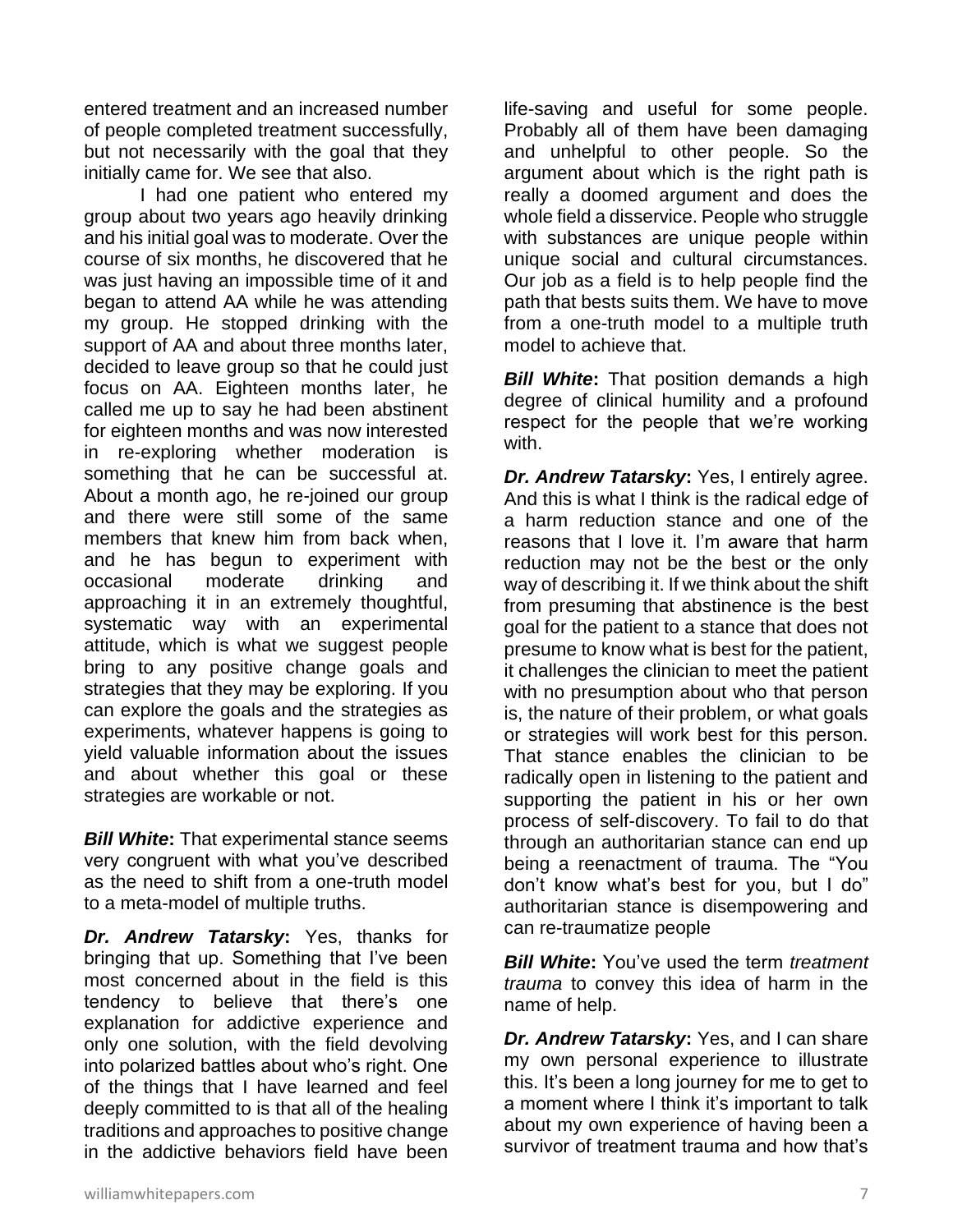entered treatment and an increased number of people completed treatment successfully, but not necessarily with the goal that they initially came for. We see that also.

I had one patient who entered my group about two years ago heavily drinking and his initial goal was to moderate. Over the course of six months, he discovered that he was just having an impossible time of it and began to attend AA while he was attending my group. He stopped drinking with the support of AA and about three months later, decided to leave group so that he could just focus on AA. Eighteen months later, he called me up to say he had been abstinent for eighteen months and was now interested in re-exploring whether moderation is something that he can be successful at. About a month ago, he re-joined our group and there were still some of the same members that knew him from back when, and he has begun to experiment with occasional moderate drinking and approaching it in an extremely thoughtful, systematic way with an experimental attitude, which is what we suggest people bring to any positive change goals and strategies that they may be exploring. If you can explore the goals and the strategies as experiments, whatever happens is going to yield valuable information about the issues and about whether this goal or these strategies are workable or not.

***Bill White*:** That experimental stance seems very congruent with what you've described as the need to shift from a one-truth model to a meta-model of multiple truths.

***Dr. Andrew Tatarsky*:** Yes, thanks for bringing that up. Something that I've been most concerned about in the field is this tendency to believe that there's one explanation for addictive experience and only one solution, with the field devolving into polarized battles about who's right. One of the things that I have learned and feel deeply committed to is that all of the healing traditions and approaches to positive change in the addictive behaviors field have been life-saving and useful for some people. Probably all of them have been damaging and unhelpful to other people. So the argument about which is the right path is really a doomed argument and does the whole field a disservice. People who struggle with substances are unique people within unique social and cultural circumstances. Our job as a field is to help people find the path that bests suits them. We have to move from a one-truth model to a multiple truth model to achieve that.

***Bill White*:** That position demands a high degree of clinical humility and a profound respect for the people that we're working with.

***Dr. Andrew Tatarsky*:** Yes, I entirely agree. And this is what I think is the radical edge of a harm reduction stance and one of the reasons that I love it. I'm aware that harm reduction may not be the best or the only way of describing it. If we think about the shift from presuming that abstinence is the best goal for the patient to a stance that does not presume to know what is best for the patient, it challenges the clinician to meet the patient with no presumption about who that person is, the nature of their problem, or what goals or strategies will work best for this person. That stance enables the clinician to be radically open in listening to the patient and supporting the patient in his or her own process of self-discovery. To fail to do that through an authoritarian stance can end up being a reenactment of trauma. The "You don't know what's best for you, but I do" authoritarian stance is disempowering and can re-traumatize people

***Bill White*:** You've used the term *treatment trauma* to convey this idea of harm in the name of help.

***Dr. Andrew Tatarsky*:** Yes, and I can share my own personal experience to illustrate this. It's been a long journey for me to get to a moment where I think it's important to talk about my own experience of having been a survivor of treatment trauma and how that's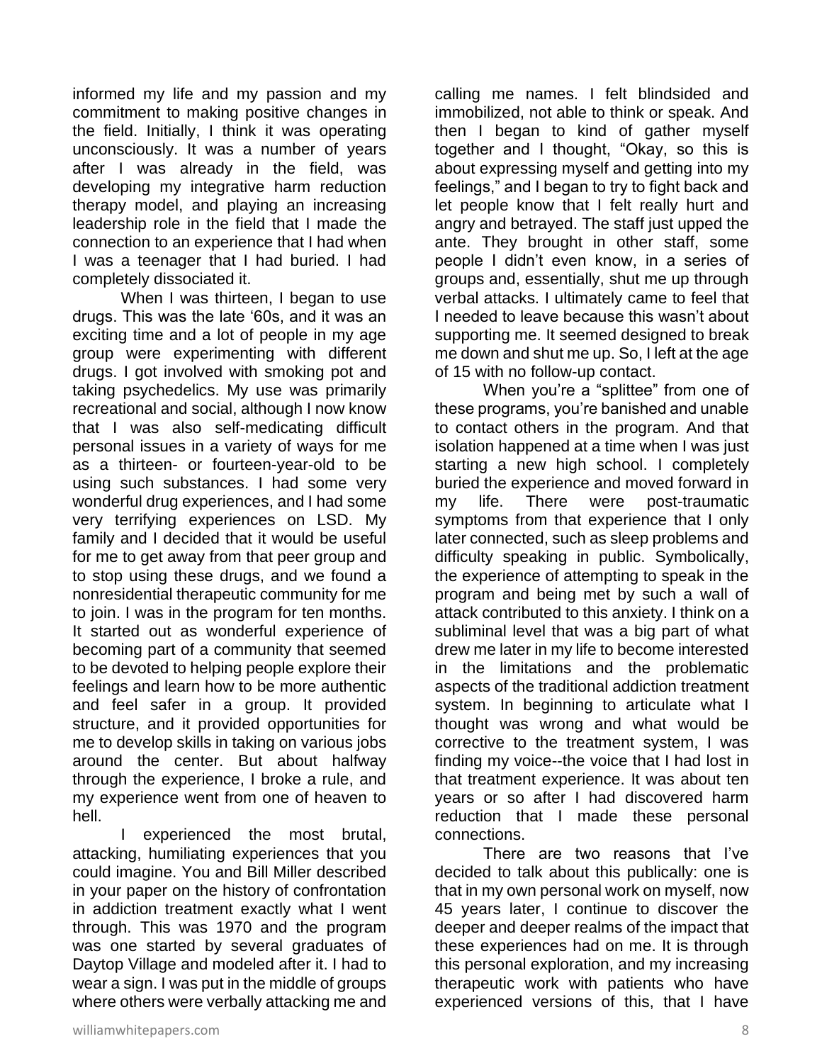informed my life and my passion and my commitment to making positive changes in the field. Initially, I think it was operating unconsciously. It was a number of years after I was already in the field, was developing my integrative harm reduction therapy model, and playing an increasing leadership role in the field that I made the connection to an experience that I had when I was a teenager that I had buried. I had completely dissociated it.

When I was thirteen, I began to use drugs. This was the late '60s, and it was an exciting time and a lot of people in my age group were experimenting with different drugs. I got involved with smoking pot and taking psychedelics. My use was primarily recreational and social, although I now know that I was also self-medicating difficult personal issues in a variety of ways for me as a thirteen- or fourteen-year-old to be using such substances. I had some very wonderful drug experiences, and I had some very terrifying experiences on LSD. My family and I decided that it would be useful for me to get away from that peer group and to stop using these drugs, and we found a nonresidential therapeutic community for me to join. I was in the program for ten months. It started out as wonderful experience of becoming part of a community that seemed to be devoted to helping people explore their feelings and learn how to be more authentic and feel safer in a group. It provided structure, and it provided opportunities for me to develop skills in taking on various jobs around the center. But about halfway through the experience, I broke a rule, and my experience went from one of heaven to hell.

I experienced the most brutal, attacking, humiliating experiences that you could imagine. You and Bill Miller described in your paper on the history of confrontation in addiction treatment exactly what I went through. This was 1970 and the program was one started by several graduates of Daytop Village and modeled after it. I had to wear a sign. I was put in the middle of groups where others were verbally attacking me and calling me names. I felt blindsided and immobilized, not able to think or speak. And then I began to kind of gather myself together and I thought, "Okay, so this is about expressing myself and getting into my feelings," and I began to try to fight back and let people know that I felt really hurt and angry and betrayed. The staff just upped the ante. They brought in other staff, some people I didn't even know, in a series of groups and, essentially, shut me up through verbal attacks. I ultimately came to feel that I needed to leave because this wasn't about supporting me. It seemed designed to break me down and shut me up. So, I left at the age of 15 with no follow-up contact.

When you're a "splittee" from one of these programs, you're banished and unable to contact others in the program. And that isolation happened at a time when I was just starting a new high school. I completely buried the experience and moved forward in my life. There were post-traumatic symptoms from that experience that I only later connected, such as sleep problems and difficulty speaking in public. Symbolically, the experience of attempting to speak in the program and being met by such a wall of attack contributed to this anxiety. I think on a subliminal level that was a big part of what drew me later in my life to become interested in the limitations and the problematic aspects of the traditional addiction treatment system. In beginning to articulate what I thought was wrong and what would be corrective to the treatment system, I was finding my voice--the voice that I had lost in that treatment experience. It was about ten years or so after I had discovered harm reduction that I made these personal connections.

There are two reasons that I've decided to talk about this publically: one is that in my own personal work on myself, now 45 years later, I continue to discover the deeper and deeper realms of the impact that these experiences had on me. It is through this personal exploration, and my increasing therapeutic work with patients who have experienced versions of this, that I have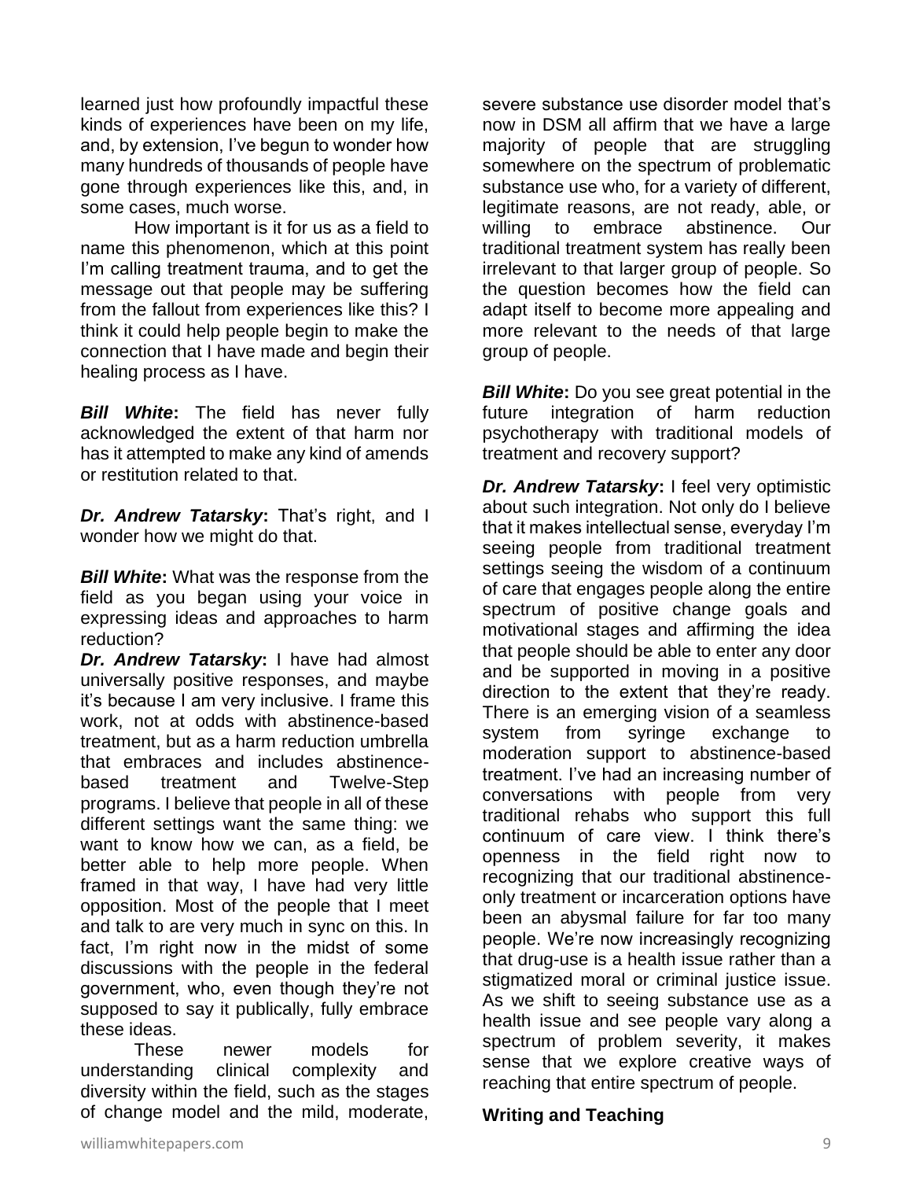learned just how profoundly impactful these kinds of experiences have been on my life, and, by extension, I've begun to wonder how many hundreds of thousands of people have gone through experiences like this, and, in some cases, much worse.

How important is it for us as a field to name this phenomenon, which at this point I'm calling treatment trauma, and to get the message out that people may be suffering from the fallout from experiences like this? I think it could help people begin to make the connection that I have made and begin their healing process as I have.

***Bill White*:** The field has never fully acknowledged the extent of that harm nor has it attempted to make any kind of amends or restitution related to that.

***Dr. Andrew Tatarsky*:** That's right, and I wonder how we might do that.

***Bill White*:** What was the response from the field as you began using your voice in expressing ideas and approaches to harm reduction?

***Dr. Andrew Tatarsky*:** I have had almost universally positive responses, and maybe it's because I am very inclusive. I frame this work, not at odds with abstinence-based treatment, but as a harm reduction umbrella that embraces and includes abstinence-based treatment and Twelve-Step programs. I believe that people in all of these different settings want the same thing: we want to know how we can, as a field, be better able to help more people. When framed in that way, I have had very little opposition. Most of the people that I meet and talk to are very much in sync on this. In fact, I'm right now in the midst of some discussions with the people in the federal government, who, even though they're not supposed to say it publically, fully embrace these ideas.

These newer models for understanding clinical complexity and diversity within the field, such as the stages of change model and the mild, moderate, severe substance use disorder model that's now in DSM all affirm that we have a large majority of people that are struggling somewhere on the spectrum of problematic substance use who, for a variety of different, legitimate reasons, are not ready, able, or willing to embrace abstinence. Our traditional treatment system has really been irrelevant to that larger group of people. So the question becomes how the field can adapt itself to become more appealing and more relevant to the needs of that large group of people.

***Bill White*:** Do you see great potential in the future integration of harm reduction psychotherapy with traditional models of treatment and recovery support?

***Dr. Andrew Tatarsky*:** I feel very optimistic about such integration. Not only do I believe that it makes intellectual sense, everyday I'm seeing people from traditional treatment settings seeing the wisdom of a continuum of care that engages people along the entire spectrum of positive change goals and motivational stages and affirming the idea that people should be able to enter any door and be supported in moving in a positive direction to the extent that they're ready. There is an emerging vision of a seamless system from syringe exchange to moderation support to abstinence-based treatment. I've had an increasing number of conversations with people from very traditional rehabs who support this full continuum of care view. I think there's openness in the field right now to recognizing that our traditional abstinence-only treatment or incarceration options have been an abysmal failure for far too many people. We're now increasingly recognizing that drug-use is a health issue rather than a stigmatized moral or criminal justice issue. As we shift to seeing substance use as a health issue and see people vary along a spectrum of problem severity, it makes sense that we explore creative ways of reaching that entire spectrum of people.

**Writing and Teaching**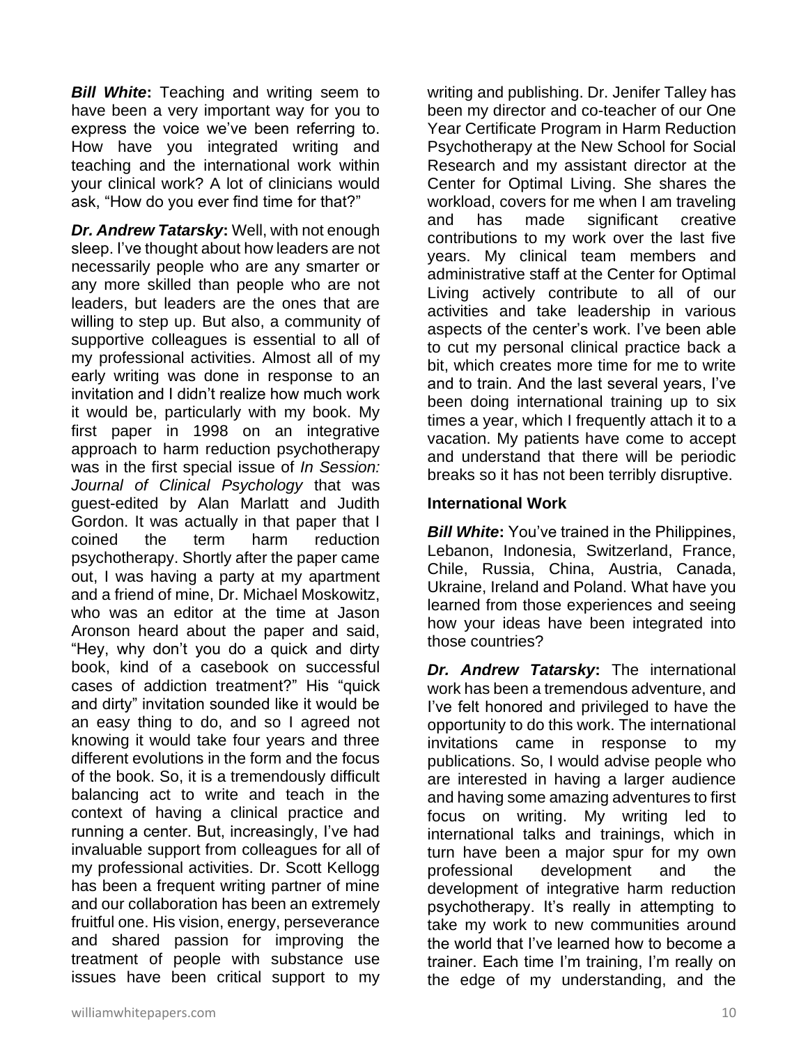***Bill White*****:** Teaching and writing seem to have been a very important way for you to express the voice we've been referring to. How have you integrated writing and teaching and the international work within your clinical work? A lot of clinicians would ask, "How do you ever find time for that?"

***Dr. Andrew Tatarsky*****:** Well, with not enough sleep. I've thought about how leaders are not necessarily people who are any smarter or any more skilled than people who are not leaders, but leaders are the ones that are willing to step up. But also, a community of supportive colleagues is essential to all of my professional activities. Almost all of my early writing was done in response to an invitation and I didn't realize how much work it would be, particularly with my book. My first paper in 1998 on an integrative approach to harm reduction psychotherapy was in the first special issue of *In Session: Journal of Clinical Psychology* that was guest-edited by Alan Marlatt and Judith Gordon. It was actually in that paper that I coined the term harm reduction psychotherapy. Shortly after the paper came out, I was having a party at my apartment and a friend of mine, Dr. Michael Moskowitz, who was an editor at the time at Jason Aronson heard about the paper and said, "Hey, why don't you do a quick and dirty book, kind of a casebook on successful cases of addiction treatment?" His "quick and dirty" invitation sounded like it would be an easy thing to do, and so I agreed not knowing it would take four years and three different evolutions in the form and the focus of the book. So, it is a tremendously difficult balancing act to write and teach in the context of having a clinical practice and running a center. But, increasingly, I've had invaluable support from colleagues for all of my professional activities. Dr. Scott Kellogg has been a frequent writing partner of mine and our collaboration has been an extremely fruitful one. His vision, energy, perseverance and shared passion for improving the treatment of people with substance use issues have been critical support to my writing and publishing. Dr. Jenifer Talley has been my director and co-teacher of our One Year Certificate Program in Harm Reduction Psychotherapy at the New School for Social Research and my assistant director at the Center for Optimal Living. She shares the workload, covers for me when I am traveling and has made significant creative contributions to my work over the last five years. My clinical team members and administrative staff at the Center for Optimal Living actively contribute to all of our activities and take leadership in various aspects of the center's work. I've been able to cut my personal clinical practice back a bit, which creates more time for me to write and to train. And the last several years, I've been doing international training up to six times a year, which I frequently attach it to a vacation. My patients have come to accept and understand that there will be periodic breaks so it has not been terribly disruptive.

**International Work**

***Bill White*****:** You've trained in the Philippines, Lebanon, Indonesia, Switzerland, France, Chile, Russia, China, Austria, Canada, Ukraine, Ireland and Poland. What have you learned from those experiences and seeing how your ideas have been integrated into those countries?

***Dr. Andrew Tatarsky*****:** The international work has been a tremendous adventure, and I've felt honored and privileged to have the opportunity to do this work. The international invitations came in response to my publications. So, I would advise people who are interested in having a larger audience and having some amazing adventures to first focus on writing. My writing led to international talks and trainings, which in turn have been a major spur for my own professional development and the development of integrative harm reduction psychotherapy. It's really in attempting to take my work to new communities around the world that I've learned how to become a trainer. Each time I'm training, I'm really on the edge of my understanding, and the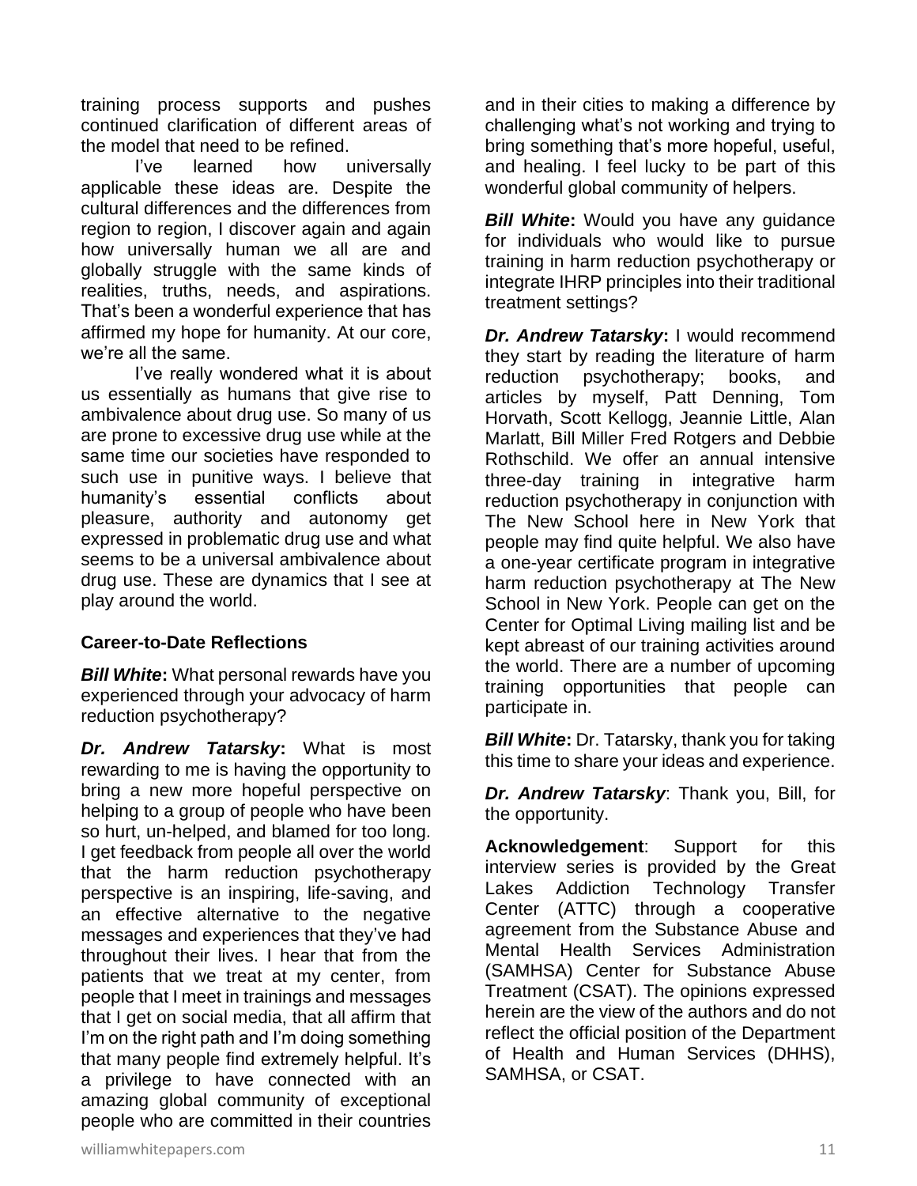training process supports and pushes continued clarification of different areas of the model that need to be refined.

I've learned how universally applicable these ideas are. Despite the cultural differences and the differences from region to region, I discover again and again how universally human we all are and globally struggle with the same kinds of realities, truths, needs, and aspirations. That's been a wonderful experience that has affirmed my hope for humanity. At our core, we're all the same.

I've really wondered what it is about us essentially as humans that give rise to ambivalence about drug use. So many of us are prone to excessive drug use while at the same time our societies have responded to such use in punitive ways. I believe that humanity's essential conflicts about pleasure, authority and autonomy get expressed in problematic drug use and what seems to be a universal ambivalence about drug use. These are dynamics that I see at play around the world.

**Career-to-Date Reflections**

***Bill White*:** What personal rewards have you experienced through your advocacy of harm reduction psychotherapy?

***Dr. Andrew Tatarsky*:** What is most rewarding to me is having the opportunity to bring a new more hopeful perspective on helping to a group of people who have been so hurt, un-helped, and blamed for too long. I get feedback from people all over the world that the harm reduction psychotherapy perspective is an inspiring, life-saving, and an effective alternative to the negative messages and experiences that they've had throughout their lives. I hear that from the patients that we treat at my center, from people that I meet in trainings and messages that I get on social media, that all affirm that I'm on the right path and I'm doing something that many people find extremely helpful. It's a privilege to have connected with an amazing global community of exceptional people who are committed in their countries and in their cities to making a difference by challenging what's not working and trying to bring something that's more hopeful, useful, and healing. I feel lucky to be part of this wonderful global community of helpers.

***Bill White*:** Would you have any guidance for individuals who would like to pursue training in harm reduction psychotherapy or integrate IHRP principles into their traditional treatment settings?

***Dr. Andrew Tatarsky*:** I would recommend they start by reading the literature of harm reduction psychotherapy; books, and articles by myself, Patt Denning, Tom Horvath, Scott Kellogg, Jeannie Little, Alan Marlatt, Bill Miller Fred Rotgers and Debbie Rothschild. We offer an annual intensive three-day training in integrative harm reduction psychotherapy in conjunction with The New School here in New York that people may find quite helpful. We also have a one-year certificate program in integrative harm reduction psychotherapy at The New School in New York. People can get on the Center for Optimal Living mailing list and be kept abreast of our training activities around the world. There are a number of upcoming training opportunities that people can participate in.

***Bill White*:** Dr. Tatarsky, thank you for taking this time to share your ideas and experience.

***Dr. Andrew Tatarsky***: Thank you, Bill, for the opportunity.

**Acknowledgement**: Support for this interview series is provided by the Great Lakes Addiction Technology Transfer Center (ATTC) through a cooperative agreement from the Substance Abuse and Mental Health Services Administration (SAMHSA) Center for Substance Abuse Treatment (CSAT). The opinions expressed herein are the view of the authors and do not reflect the official position of the Department of Health and Human Services (DHHS), SAMHSA, or CSAT.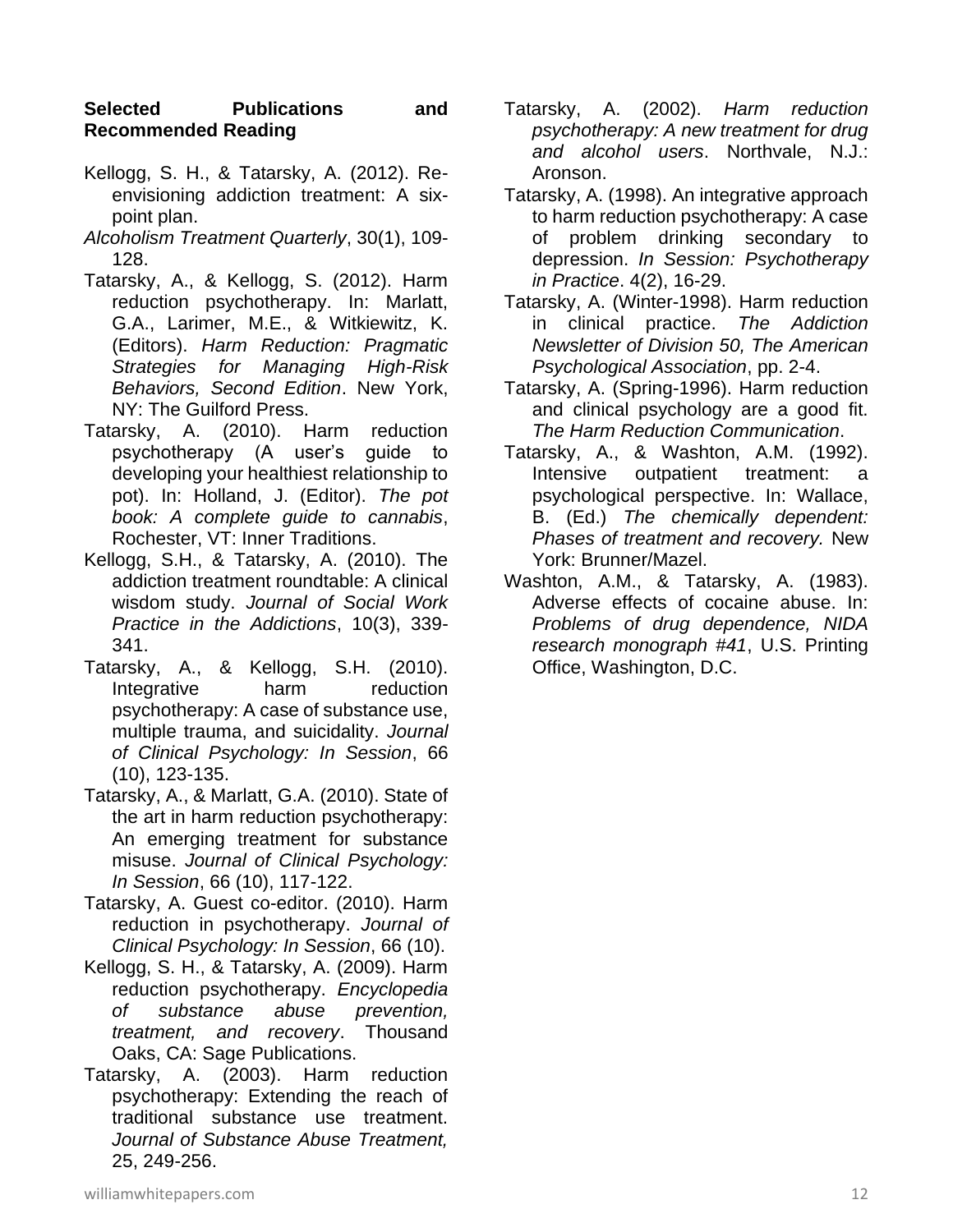**Selected Publications and Recommended Reading**

Kellogg, S. H., & Tatarsky, A. (2012). Re-envisioning addiction treatment: A six-point plan.

*Alcoholism Treatment Quarterly*, 30(1), 109-128.

Tatarsky, A., & Kellogg, S. (2012). Harm reduction psychotherapy. In: Marlatt, G.A., Larimer, M.E., & Witkiewitz, K. (Editors). *Harm Reduction: Pragmatic Strategies for Managing High-Risk Behaviors, Second Edition*. New York, NY: The Guilford Press.

Tatarsky, A. (2010). Harm reduction psychotherapy (A user's guide to developing your healthiest relationship to pot). In: Holland, J. (Editor). *The pot book: A complete guide to cannabis*, Rochester, VT: Inner Traditions.

Kellogg, S.H., & Tatarsky, A. (2010). The addiction treatment roundtable: A clinical wisdom study. *Journal of Social Work Practice in the Addictions*, 10(3), 339-341.

Tatarsky, A., & Kellogg, S.H. (2010). Integrative harm reduction psychotherapy: A case of substance use, multiple trauma, and suicidality. *Journal of Clinical Psychology: In Session*, 66 (10), 123-135.

Tatarsky, A., & Marlatt, G.A. (2010). State of the art in harm reduction psychotherapy: An emerging treatment for substance misuse. *Journal of Clinical Psychology: In Session*, 66 (10), 117-122.

Tatarsky, A. Guest co-editor. (2010). Harm reduction in psychotherapy. *Journal of Clinical Psychology: In Session*, 66 (10).

Kellogg, S. H., & Tatarsky, A. (2009). Harm reduction psychotherapy. *Encyclopedia of substance abuse prevention, treatment, and recovery*. Thousand Oaks, CA: Sage Publications.

Tatarsky, A. (2003). Harm reduction psychotherapy: Extending the reach of traditional substance use treatment. *Journal of Substance Abuse Treatment,* 25, 249-256.

Tatarsky, A. (2002). *Harm reduction psychotherapy: A new treatment for drug and alcohol users*. Northvale, N.J.: Aronson.

Tatarsky, A. (1998). An integrative approach to harm reduction psychotherapy: A case of problem drinking secondary to depression. *In Session: Psychotherapy in Practice*. 4(2), 16-29.

Tatarsky, A. (Winter-1998). Harm reduction in clinical practice. *The Addiction Newsletter of Division 50, The American Psychological Association*, pp. 2-4.

Tatarsky, A. (Spring-1996). Harm reduction and clinical psychology are a good fit. *The Harm Reduction Communication*.

Tatarsky, A., & Washton, A.M. (1992). Intensive outpatient treatment: a psychological perspective. In: Wallace, B. (Ed.) *The chemically dependent: Phases of treatment and recovery.* New York: Brunner/Mazel.

Washton, A.M., & Tatarsky, A. (1983). Adverse effects of cocaine abuse. In: *Problems of drug dependence, NIDA research monograph #41*, U.S. Printing Office, Washington, D.C.